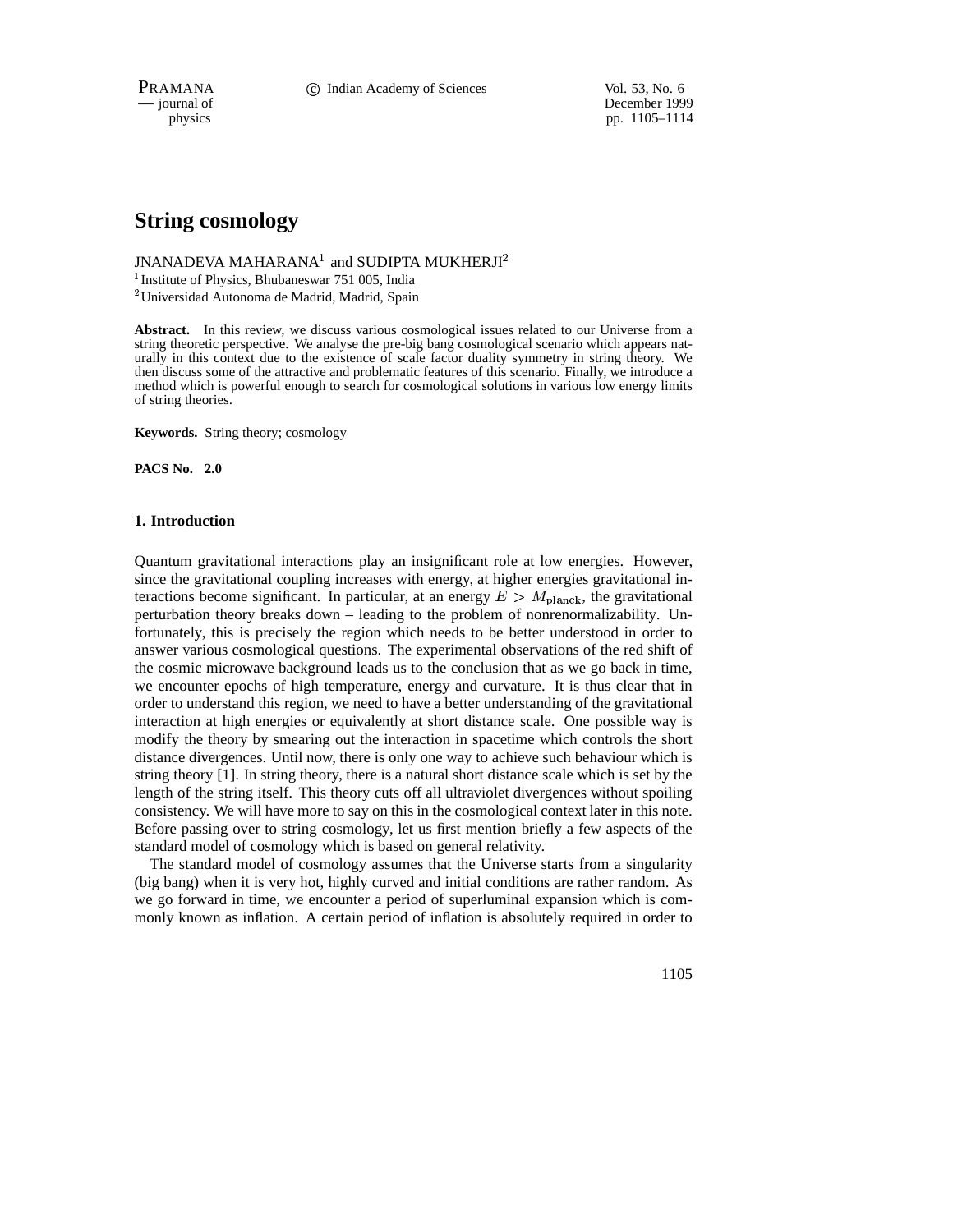# String cosmology

JNANADEVA MAHARANA[1] and SUDIPTA MUKHERJI[2]

[1] Institute of Physics, Bhubaneswar 751 005, India

[2] Universidad Autonoma de Madrid, Madrid, Spain

**Abstract.** In this review, we discuss various cosmological issues related to our Universe from a string theoretic perspective. We analyse the pre-big bang cosmological scenario which appears naturally in this context due to the existence of scale factor duality symmetry in string theory. We then discuss some of the attractive and problematic features of this scenario. Finally, we introduce a method which is powerful enough to search for cosmological solutions in various low energy limits of string theories.

**Keywords.** String theory; cosmology

**PACS No. 2.0**

## 1. Introduction

Quantum gravitational interactions play an insignificant role at low energies. However, since the gravitational coupling increases with energy, at higher energies gravitational interactions become significant. In particular, at an energy $E > M_{\rm planck}$, the gravitational perturbation theory breaks down – leading to the problem of nonrenormalizability. Unfortunately, this is precisely the region which needs to be better understood in order to answer various cosmological questions. The experimental observations of the red shift of the cosmic microwave background leads us to the conclusion that as we go back in time, we encounter epochs of high temperature, energy and curvature. It is thus clear that in order to understand this region, we need to have a better understanding of the gravitational interaction at high energies or equivalently at short distance scale. One possible way is modify the theory by smearing out the interaction in spacetime which controls the short distance divergences. Until now, there is only one way to achieve such behaviour which is string theory [1]. In string theory, there is a natural short distance scale which is set by the length of the string itself. This theory cuts off all ultraviolet divergences without spoiling consistency. We will have more to say on this in the cosmological context later in this note. Before passing over to string cosmology, let us first mention briefly a few aspects of the standard model of cosmology which is based on general relativity.

The standard model of cosmology assumes that the Universe starts from a singularity (big bang) when it is very hot, highly curved and initial conditions are rather random. As we go forward in time, we encounter a period of superluminal expansion which is commonly known as inflation. A certain period of inflation is absolutely required in order to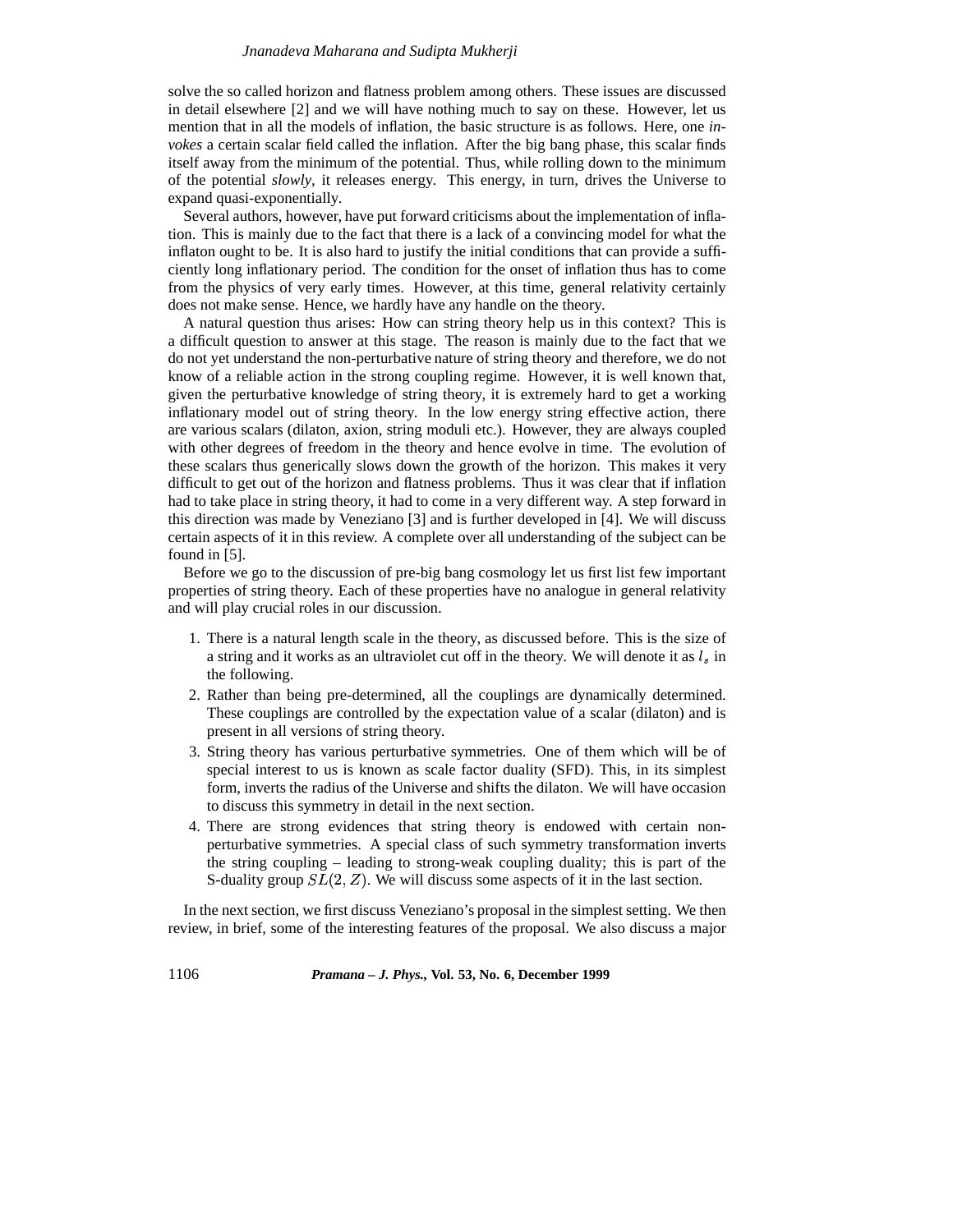solve the so called horizon and flatness problem among others. These issues are discussed in detail elsewhere [2] and we will have nothing much to say on these. However, let us mention that in all the models of inflation, the basic structure is as follows. Here, one *invokes* a certain scalar field called the inflation. After the big bang phase, this scalar finds itself away from the minimum of the potential. Thus, while rolling down to the minimum of the potential *slowly*, it releases energy. This energy, in turn, drives the Universe to expand quasi-exponentially.

Several authors, however, have put forward criticisms about the implementation of inflation. This is mainly due to the fact that there is a lack of a convincing model for what the inflaton ought to be. It is also hard to justify the initial conditions that can provide a sufficiently long inflationary period. The condition for the onset of inflation thus has to come from the physics of very early times. However, at this time, general relativity certainly does not make sense. Hence, we hardly have any handle on the theory.

A natural question thus arises: How can string theory help us in this context? This is a difficult question to answer at this stage. The reason is mainly due to the fact that we do not yet understand the non-perturbative nature of string theory and therefore, we do not know of a reliable action in the strong coupling regime. However, it is well known that, given the perturbative knowledge of string theory, it is extremely hard to get a working inflationary model out of string theory. In the low energy string effective action, there are various scalars (dilaton, axion, string moduli etc.). However, they are always coupled with other degrees of freedom in the theory and hence evolve in time. The evolution of these scalars thus generically slows down the growth of the horizon. This makes it very difficult to get out of the horizon and flatness problems. Thus it was clear that if inflation had to take place in string theory, it had to come in a very different way. A step forward in this direction was made by Veneziano [3] and is further developed in [4]. We will discuss certain aspects of it in this review. A complete over all understanding of the subject can be found in [5].

Before we go to the discussion of pre-big bang cosmology let us first list few important properties of string theory. Each of these properties have no analogue in general relativity and will play crucial roles in our discussion.

1. There is a natural length scale in the theory, as discussed before. This is the size of a string and it works as an ultraviolet cut off in the theory. We will denote it as $l_s$ in the following.
2. Rather than being pre-determined, all the couplings are dynamically determined. These couplings are controlled by the expectation value of a scalar (dilaton) and is present in all versions of string theory.
3. String theory has various perturbative symmetries. One of them which will be of special interest to us is known as scale factor duality (SFD). This, in its simplest form, inverts the radius of the Universe and shifts the dilaton. We will have occasion to discuss this symmetry in detail in the next section.
4. There are strong evidences that string theory is endowed with certain non-perturbative symmetries. A special class of such symmetry transformation inverts the string coupling – leading to strong-weak coupling duality; this is part of the S-duality group $SL(2, Z)$. We will discuss some aspects of it in the last section.

In the next section, we first discuss Veneziano's proposal in the simplest setting. We then review, in brief, some of the interesting features of the proposal. We also discuss a major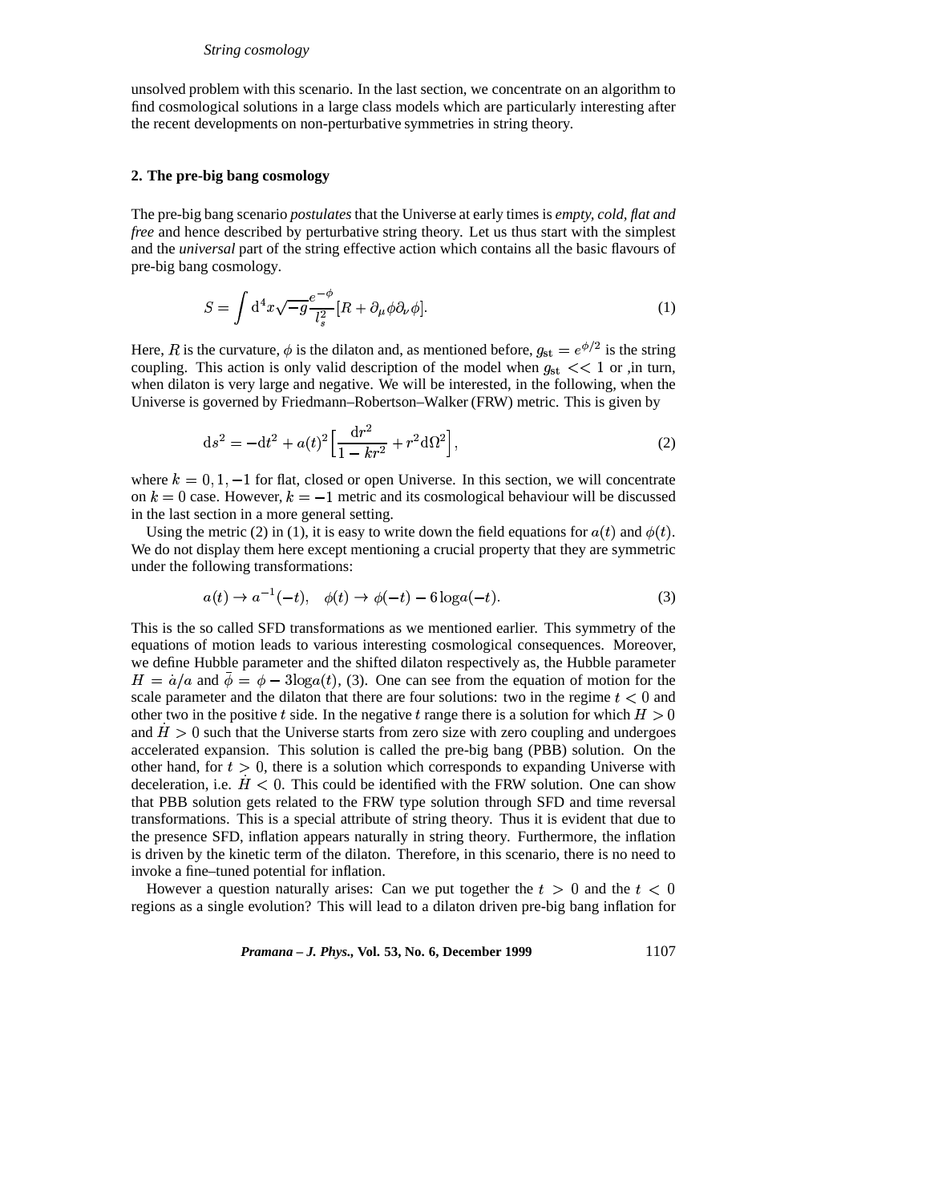unsolved problem with this scenario. In the last section, we concentrate on an algorithm to find cosmological solutions in a large class models which are particularly interesting after the recent developments on non-perturbative symmetries in string theory.

## 2. The pre-big bang cosmology

The pre-big bang scenario *postulates* that the Universe at early times is *empty, cold, flat and free* and hence described by perturbative string theory. Let us thus start with the simplest and the *universal* part of the string effective action which contains all the basic flavours of pre-big bang cosmology.

$$S = \int \mathrm{d}^4 x \sqrt{-g} \frac{e^{-\phi}}{l_s^2} [R + \partial_\mu \phi \partial_\nu \phi]. \tag{1}$$

Here, $R$ is the curvature, $\phi$ is the dilaton and, as mentioned before, $g_{\mathrm{st}} = e^{\phi/2}$ is the string coupling. This action is only valid description of the model when $g_{\mathrm{st}} << 1$ or ,in turn, when dilaton is very large and negative. We will be interested, in the following, when the Universe is governed by Friedmann–Robertson–Walker (FRW) metric. This is given by

$$\mathrm{d}s^2 = -\mathrm{d}t^2 + a(t)^2 \Big[ \frac{\mathrm{d}r^2}{1 - kr^2} + r^2 \mathrm{d}\Omega^2 \Big], \tag{2}$$

where $k = 0, 1, -1$ for flat, closed or open Universe. In this section, we will concentrate on $k = 0$ case. However, $k = -1$ metric and its cosmological behaviour will be discussed in the last section in a more general setting.

Using the metric (2) in (1), it is easy to write down the field equations for $a(t)$ and $\phi(t)$. We do not display them here except mentioning a crucial property that they are symmetric under the following transformations:

$$a(t) \to a^{-1}(-t), \quad \phi(t) \to \phi(-t) - 6 \log a(-t). \tag{3}$$

This is the so called SFD transformations as we mentioned earlier. This symmetry of the equations of motion leads to various interesting cosmological consequences. Moreover, we define Hubble parameter and the shifted dilaton respectively as, the Hubble parameter $H = \dot{a}/a$ and $\bar{\phi} = \phi - 3\log a(t)$, (3). One can see from the equation of motion for the scale parameter and the dilaton that there are four solutions: two in the regime $t < 0$ and other two in the positive $t$ side. In the negative $t$ range there is a solution for which $H > 0$ and $\dot{H} > 0$ such that the Universe starts from zero size with zero coupling and undergoes accelerated expansion. This solution is called the pre-big bang (PBB) solution. On the other hand, for $t > 0$, there is a solution which corresponds to expanding Universe with deceleration, i.e. $\dot{H} < 0$. This could be identified with the FRW solution. One can show that PBB solution gets related to the FRW type solution through SFD and time reversal transformations. This is a special attribute of string theory. Thus it is evident that due to the presence SFD, inflation appears naturally in string theory. Furthermore, the inflation is driven by the kinetic term of the dilaton. Therefore, in this scenario, there is no need to invoke a fine–tuned potential for inflation.

However a question naturally arises: Can we put together the $t > 0$ and the $t < 0$ regions as a single evolution? This will lead to a dilaton driven pre-big bang inflation for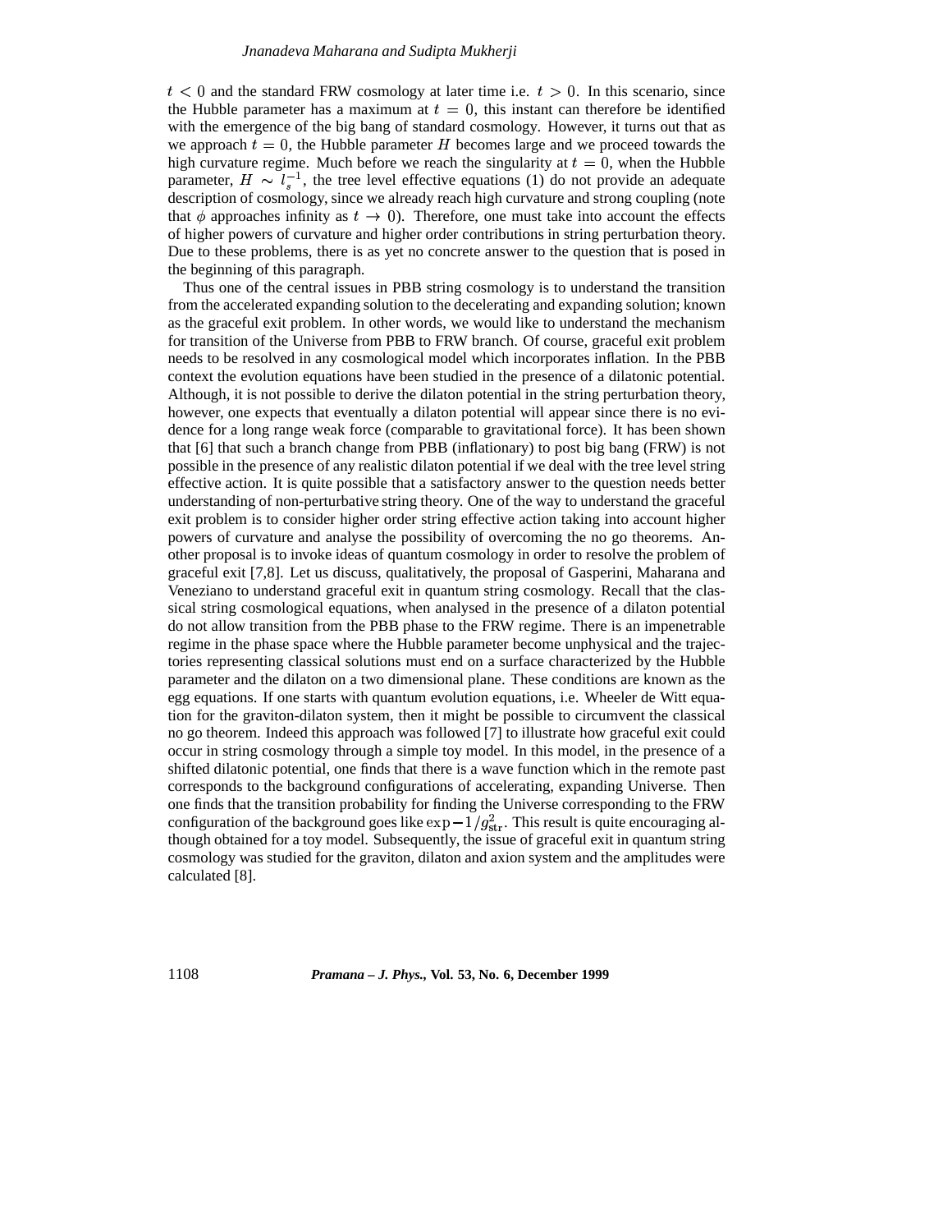$t < 0$ and the standard FRW cosmology at later time i.e. $t > 0$. In this scenario, since the Hubble parameter has a maximum at $t = 0$, this instant can therefore be identified with the emergence of the big bang of standard cosmology. However, it turns out that as we approach $t = 0$, the Hubble parameter $H$ becomes large and we proceed towards the high curvature regime. Much before we reach the singularity at $t = 0$, when the Hubble parameter, $H \sim l_s^{-1}$, the tree level effective equations (1) do not provide an adequate description of cosmology, since we already reach high curvature and strong coupling (note that $\phi$ approaches infinity as $t \to 0$). Therefore, one must take into account the effects of higher powers of curvature and higher order contributions in string perturbation theory. Due to these problems, there is as yet no concrete answer to the question that is posed in the beginning of this paragraph.

Thus one of the central issues in PBB string cosmology is to understand the transition from the accelerated expanding solution to the decelerating and expanding solution; known as the graceful exit problem. In other words, we would like to understand the mechanism for transition of the Universe from PBB to FRW branch. Of course, graceful exit problem needs to be resolved in any cosmological model which incorporates inflation. In the PBB context the evolution equations have been studied in the presence of a dilatonic potential. Although, it is not possible to derive the dilaton potential in the string perturbation theory, however, one expects that eventually a dilaton potential will appear since there is no evidence for a long range weak force (comparable to gravitational force). It has been shown that [6] that such a branch change from PBB (inflationary) to post big bang (FRW) is not possible in the presence of any realistic dilaton potential if we deal with the tree level string effective action. It is quite possible that a satisfactory answer to the question needs better understanding of non-perturbative string theory. One of the way to understand the graceful exit problem is to consider higher order string effective action taking into account higher powers of curvature and analyse the possibility of overcoming the no go theorems. Another proposal is to invoke ideas of quantum cosmology in order to resolve the problem of graceful exit [7,8]. Let us discuss, qualitatively, the proposal of Gasperini, Maharana and Veneziano to understand graceful exit in quantum string cosmology. Recall that the classical string cosmological equations, when analysed in the presence of a dilaton potential do not allow transition from the PBB phase to the FRW regime. There is an impenetrable regime in the phase space where the Hubble parameter become unphysical and the trajectories representing classical solutions must end on a surface characterized by the Hubble parameter and the dilaton on a two dimensional plane. These conditions are known as the egg equations. If one starts with quantum evolution equations, i.e. Wheeler de Witt equation for the graviton-dilaton system, then it might be possible to circumvent the classical no go theorem. Indeed this approach was followed [7] to illustrate how graceful exit could occur in string cosmology through a simple toy model. In this model, in the presence of a shifted dilatonic potential, one finds that there is a wave function which in the remote past corresponds to the background configurations of accelerating, expanding Universe. Then one finds that the transition probability for finding the Universe corresponding to the FRW configuration of the background goes like $\exp -1/g_{\rm str}^2$. This result is quite encouraging although obtained for a toy model. Subsequently, the issue of graceful exit in quantum string cosmology was studied for the graviton, dilaton and axion system and the amplitudes were calculated [8].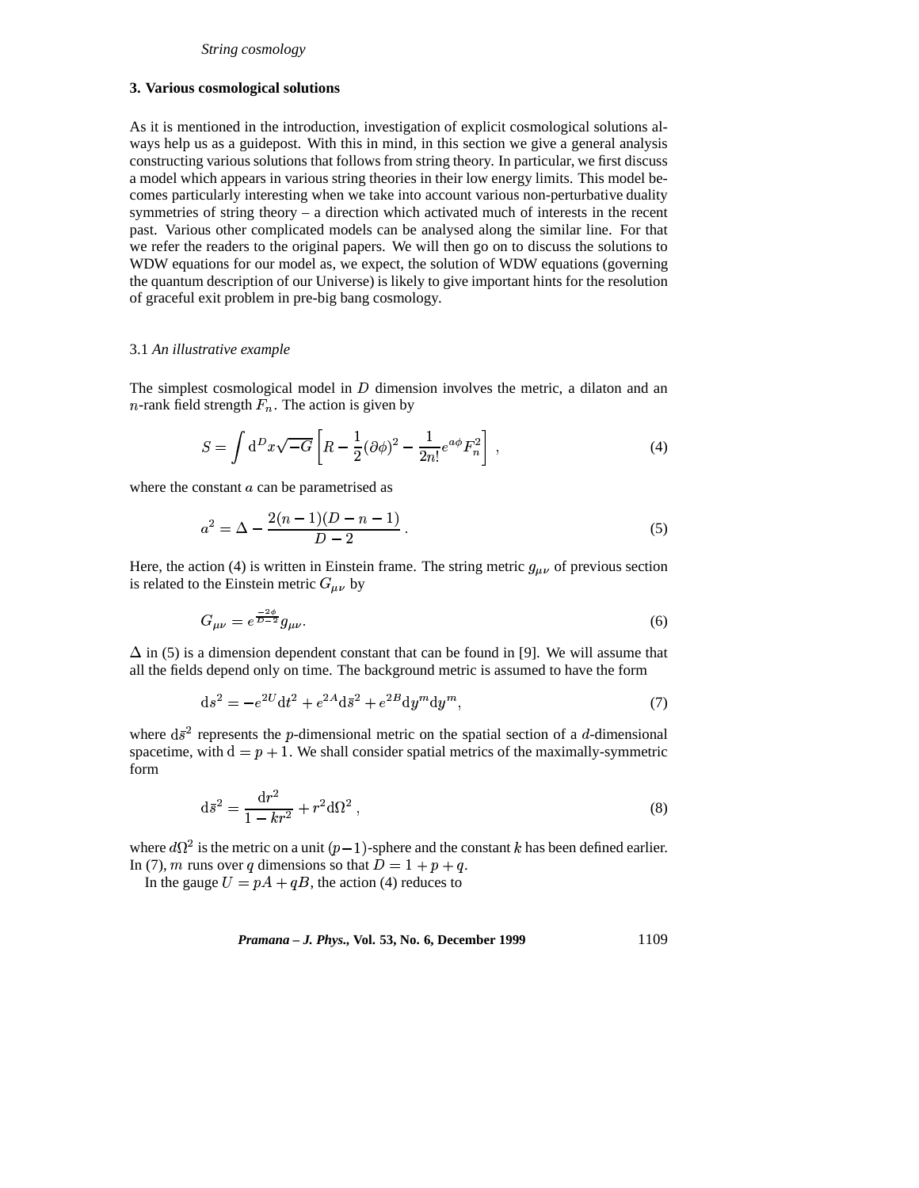## 3. Various cosmological solutions

As it is mentioned in the introduction, investigation of explicit cosmological solutions always help us as a guidepost. With this in mind, in this section we give a general analysis constructing various solutions that follows from string theory. In particular, we first discuss a model which appears in various string theories in their low energy limits. This model becomes particularly interesting when we take into account various non-perturbative duality symmetries of string theory – a direction which activated much of interests in the recent past. Various other complicated models can be analysed along the similar line. For that we refer the readers to the original papers. We will then go on to discuss the solutions to WDW equations for our model as, we expect, the solution of WDW equations (governing the quantum description of our Universe) is likely to give important hints for the resolution of graceful exit problem in pre-big bang cosmology.

### 3.1 *An illustrative example*

The simplest cosmological model in $D$ dimension involves the metric, a dilaton and an $n$-rank field strength $F_n$. The action is given by

$$S = \int \mathrm{d}^D x \sqrt{-G} \left[ R - \frac{1}{2}(\partial\phi)^2 - \frac{1}{2n!} e^{a\phi} F_n^2 \right] , \tag{4}$$

where the constant $a$ can be parametrised as

$$a^2 = \Delta - \frac{2(n-1)(D-n-1)}{D-2} \, . \tag{5}$$

Here, the action (4) is written in Einstein frame. The string metric $g_{\mu\nu}$ of previous section is related to the Einstein metric $G_{\mu\nu}$ by

$$G_{\mu\nu} = e^{\frac{-2\phi}{D-2}} g_{\mu\nu}. \tag{6}$$

$\Delta$ in (5) is a dimension dependent constant that can be found in [9]. We will assume that all the fields depend only on time. The background metric is assumed to have the form

$$\mathrm{d}s^2 = -e^{2U} \mathrm{d}t^2 + e^{2A} \mathrm{d}\bar{s}^2 + e^{2B} \mathrm{d}y^m \mathrm{d}y^m, \tag{7}$$

where $\mathrm{d}\bar{s}^2$ represents the $p$-dimensional metric on the spatial section of a $d$-dimensional spacetime, with $\mathrm{d} = p + 1$. We shall consider spatial metrics of the maximally-symmetric form

$$\mathrm{d}\bar{s}^2 = \frac{\mathrm{d}r^2}{1 - kr^2} + r^2 \mathrm{d}\Omega^2 \, , \tag{8}$$

where $d\Omega^2$ is the metric on a unit $(p-1)$-sphere and the constant $k$ has been defined earlier. In (7), $m$ runs over $q$ dimensions so that $D = 1 + p + q$.

In the gauge $U = pA + qB$, the action (4) reduces to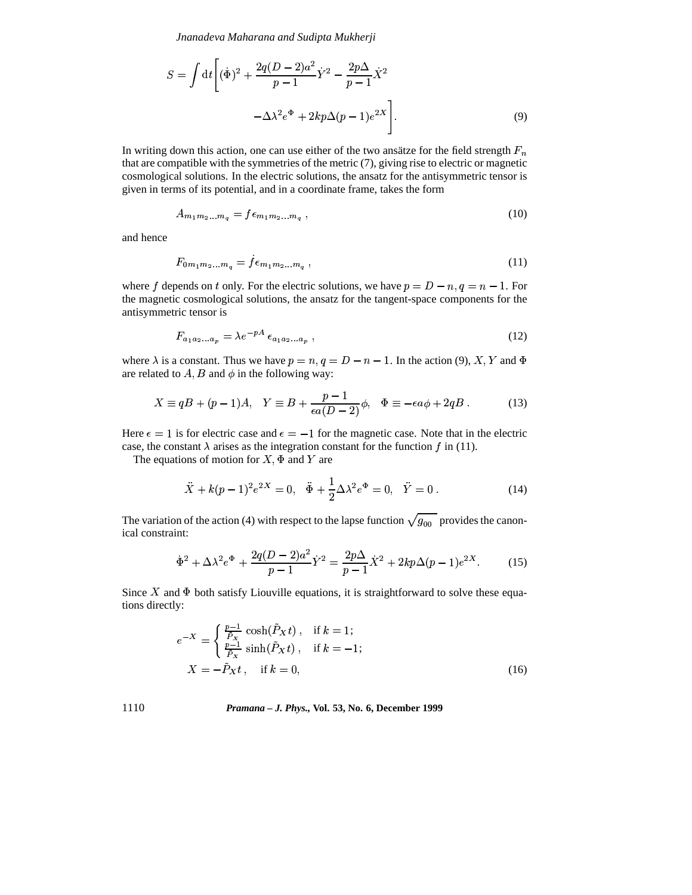$$
S = \int \mathrm{d}t \Bigg[ (\dot{\Phi})^2 + \frac{2q(D-2)a^2}{p-1}\dot{Y}^2 - \frac{2p\Delta}{p-1}\dot{X}^2
$$

$$
-\Delta\lambda^2 e^{\Phi} + 2kp\Delta(p-1)e^{2X} \Bigg]. \tag{9}
$$

In writing down this action, one can use either of the two ansätze for the field strength $F_n$ that are compatible with the symmetries of the metric (7), giving rise to electric or magnetic cosmological solutions. In the electric solutions, the ansatz for the antisymmetric tensor is given in terms of its potential, and in a coordinate frame, takes the form

$$
A_{m_1 m_2 \ldots m_q} = f \epsilon_{m_1 m_2 \ldots m_q} , \tag{10}
$$

and hence

$$
F_{0 m_1 m_2 \ldots m_q} = \dot{f} \epsilon_{m_1 m_2 \ldots m_q} , \tag{11}
$$

where $f$ depends on $t$ only. For the electric solutions, we have $p = D - n, q = n - 1$. For the magnetic cosmological solutions, the ansatz for the tangent-space components for the antisymmetric tensor is

$$
F_{a_1 a_2 \ldots a_p} = \lambda e^{-pA} \epsilon_{a_1 a_2 \ldots a_p} , \tag{12}
$$

where $\lambda$ is a constant. Thus we have $p = n, q = D - n - 1$. In the action (9), $X, Y$ and $\Phi$ are related to $A, B$ and $\phi$ in the following way:

$$
X \equiv qB + (p-1)A, \quad Y \equiv B + \frac{p-1}{\epsilon a(D-2)}\phi, \quad \Phi \equiv -\epsilon a \phi + 2qB . \tag{13}
$$

Here $\epsilon = 1$ is for electric case and $\epsilon = -1$ for the magnetic case. Note that in the electric case, the constant $\lambda$ arises as the integration constant for the function $f$ in (11).

The equations of motion for $X, \Phi$ and $Y$ are

$$
\ddot{X} + k(p-1)^2 e^{2X} = 0, \quad \ddot{\Phi} + \frac{1}{2}\Delta\lambda^2 e^{\Phi} = 0, \quad \ddot{Y} = 0 . \tag{14}
$$

The variation of the action (4) with respect to the lapse function $\sqrt{g_{00}}$ provides the canonical constraint:

$$
\dot{\Phi}^2 + \Delta\lambda^2 e^{\Phi} + \frac{2q(D-2)a^2}{p-1}\dot{Y}^2 = \frac{2p\Delta}{p-1}\dot{X}^2 + 2kp\Delta(p-1)e^{2X}. \tag{15}
$$

Since $X$ and $\Phi$ both satisfy Liouville equations, it is straightforward to solve these equations directly:

$$
e^{-X} = \begin{cases} \frac{p-1}{\tilde{P}_X} \cosh(\tilde{P}_X t) , & \text{if } k = 1; \\ \frac{p-1}{\tilde{P}_X} \sinh(\tilde{P}_X t) , & \text{if } k = -1; \end{cases}
$$

$$
X = -\tilde{P}_X t , \quad \text{if } k = 0, \tag{16}
$$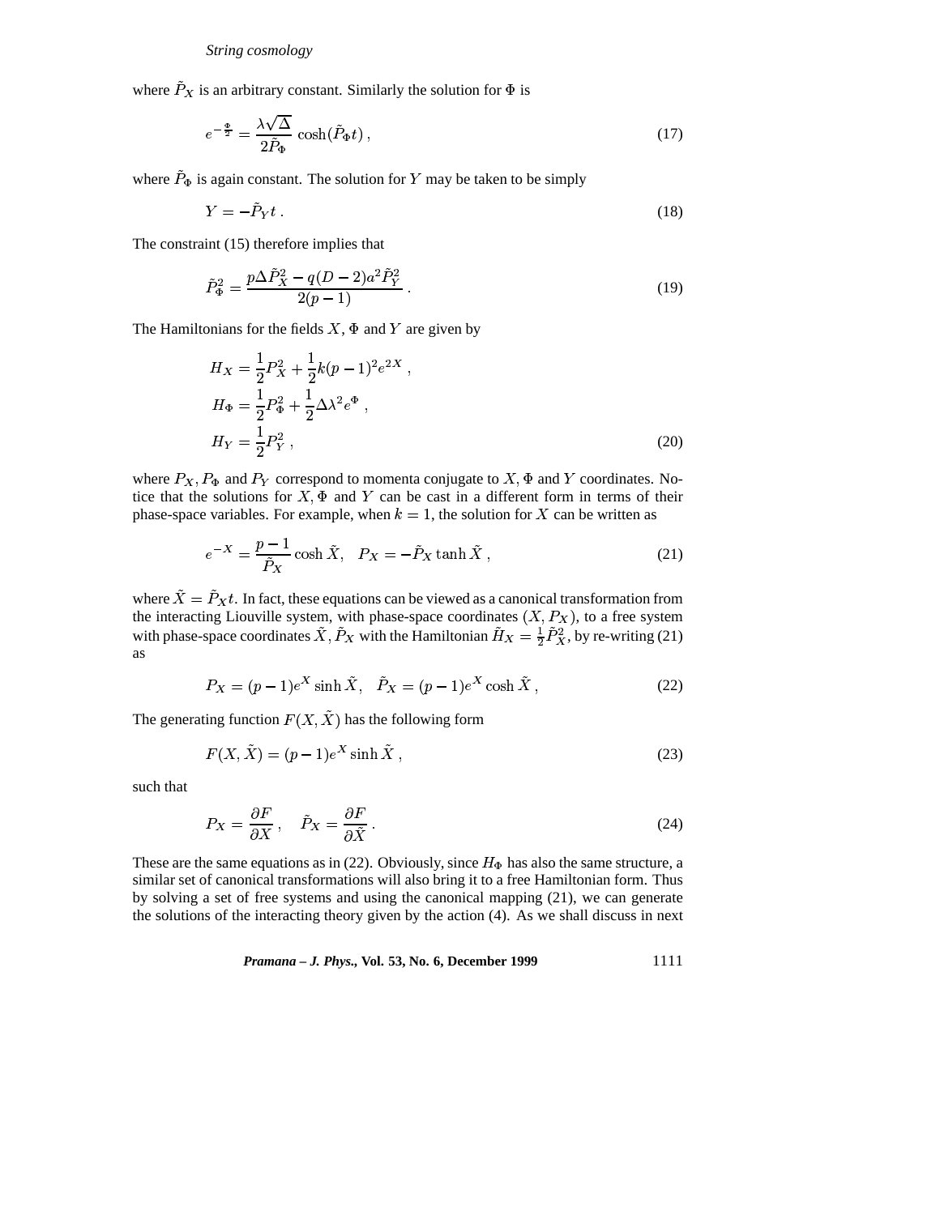where $\tilde{P}_X$ is an arbitrary constant. Similarly the solution for $\Phi$ is

$$e^{-\frac{\Phi}{2}} = \frac{\lambda\sqrt{\Delta}}{2\tilde{P}_\Phi} \cosh(\tilde{P}_\Phi t)\,, \tag{17}$$

where $\tilde{P}_\Phi$ is again constant. The solution for $Y$ may be taken to be simply

$$Y = -\tilde{P}_Y t\,. \tag{18}$$

The constraint (15) therefore implies that

$$\tilde{P}_\Phi^2 = \frac{p\Delta\tilde{P}_X^2 - q(D-2)a^2\tilde{P}_Y^2}{2(p-1)}\,. \tag{19}$$

The Hamiltonians for the fields $X$, $\Phi$ and $Y$ are given by

$$\begin{aligned}
H_X &= \frac{1}{2}P_X^2 + \frac{1}{2}k(p-1)^2 e^{2X}\,, \\
H_\Phi &= \frac{1}{2}P_\Phi^2 + \frac{1}{2}\Delta\lambda^2 e^{\Phi}\,, \\
H_Y &= \frac{1}{2}P_Y^2\,,
\end{aligned} \tag{20}$$

where $P_X, P_\Phi$ and $P_Y$ correspond to momenta conjugate to $X, \Phi$ and $Y$ coordinates. Notice that the solutions for $X, \Phi$ and $Y$ can be cast in a different form in terms of their phase-space variables. For example, when $k = 1$, the solution for $X$ can be written as

$$e^{-X} = \frac{p-1}{\tilde{P}_X}\cosh\tilde{X}, \quad P_X = -\tilde{P}_X \tanh\tilde{X}\,, \tag{21}$$

where $\tilde{X} = \tilde{P}_X t$. In fact, these equations can be viewed as a canonical transformation from the interacting Liouville system, with phase-space coordinates $(X, P_X)$, to a free system with phase-space coordinates $\tilde{X}, \tilde{P}_X$ with the Hamiltonian $\tilde{H}_X = \frac{1}{2}\tilde{P}_X^2$, by re-writing (21) as

$$P_X = (p-1)e^X \sinh\tilde{X}, \quad \tilde{P}_X = (p-1)e^X\cosh\tilde{X}\,, \tag{22}$$

The generating function $F(X, \tilde{X})$ has the following form

$$F(X, \tilde{X}) = (p-1)e^X \sinh\tilde{X}\,, \tag{23}$$

such that

$$P_X = \frac{\partial F}{\partial X}\,, \quad \tilde{P}_X = \frac{\partial F}{\partial \tilde{X}}\,. \tag{24}$$

These are the same equations as in (22). Obviously, since $H_\Phi$ has also the same structure, a similar set of canonical transformations will also bring it to a free Hamiltonian form. Thus by solving a set of free systems and using the canonical mapping (21), we can generate the solutions of the interacting theory given by the action (4). As we shall discuss in next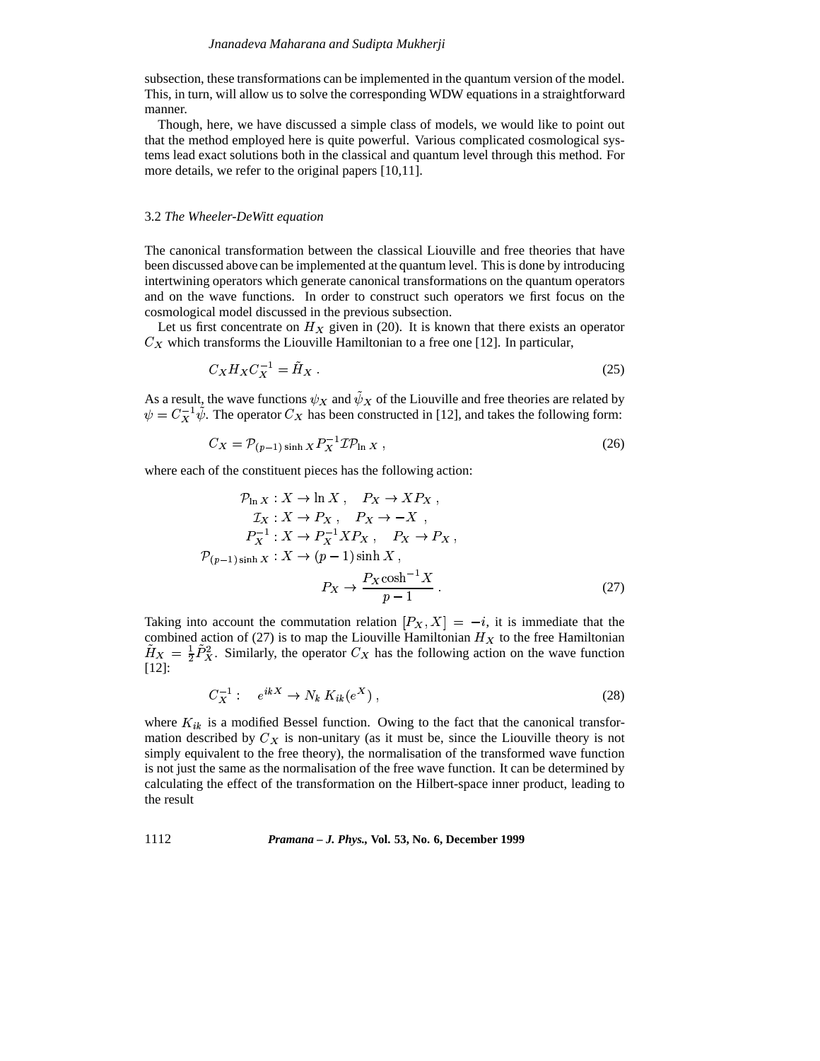subsection, these transformations can be implemented in the quantum version of the model. This, in turn, will allow us to solve the corresponding WDW equations in a straightforward manner.

Though, here, we have discussed a simple class of models, we would like to point out that the method employed here is quite powerful. Various complicated cosmological systems lead exact solutions both in the classical and quantum level through this method. For more details, we refer to the original papers [10,11].

### 3.2 *The Wheeler-DeWitt equation*

The canonical transformation between the classical Liouville and free theories that have been discussed above can be implemented at the quantum level. This is done by introducing intertwining operators which generate canonical transformations on the quantum operators and on the wave functions. In order to construct such operators we first focus on the cosmological model discussed in the previous subsection.

Let us first concentrate on $H_X$ given in (20). It is known that there exists an operator $C_X$ which transforms the Liouville Hamiltonian to a free one [12]. In particular,

$$C_X H_X C_X^{-1} = \tilde{H}_X \; . \tag{25}$$

As a result, the wave functions $\psi_X$ and $\tilde{\psi}_X$ of the Liouville and free theories are related by $\psi = C_X^{-1}\tilde{\psi}$. The operator $C_X$ has been constructed in [12], and takes the following form:

$$C_X = \mathcal{P}_{(p-1)\sinh X} P_X^{-1} \mathcal{I} \mathcal{P}_{\ln X} \; , \tag{26}$$

where each of the constituent pieces has the following action:

$$\begin{aligned}
\mathcal{P}_{\ln X} &: X \to \ln X \; , \quad P_X \to X P_X \; , \\
\mathcal{I}_X &: X \to P_X \; , \quad P_X \to -X \; , \\
P_X^{-1} &: X \to P_X^{-1} X P_X \; , \quad P_X \to P_X \; , \\
\mathcal{P}_{(p-1)\sinh X} &: X \to (p-1)\sinh X \; , \\
& \qquad P_X \to \frac{P_X \cosh^{-1} X}{p-1} \; .
\end{aligned} \tag{27}$$

Taking into account the commutation relation $[P_X, X] = -i$, it is immediate that the combined action of (27) is to map the Liouville Hamiltonian $H_X$ to the free Hamiltonian $\tilde{H}_X = \frac{1}{2}\tilde{P}_X^2$. Similarly, the operator $C_X$ has the following action on the wave function [12]:

$$C_X^{-1} : \quad e^{ikX} \to N_k \, K_{ik}(e^X) \; , \tag{28}$$

where $K_{ik}$ is a modified Bessel function. Owing to the fact that the canonical transformation described by $C_X$ is non-unitary (as it must be, since the Liouville theory is not simply equivalent to the free theory), the normalisation of the transformed wave function is not just the same as the normalisation of the free wave function. It can be determined by calculating the effect of the transformation on the Hilbert-space inner product, leading to the result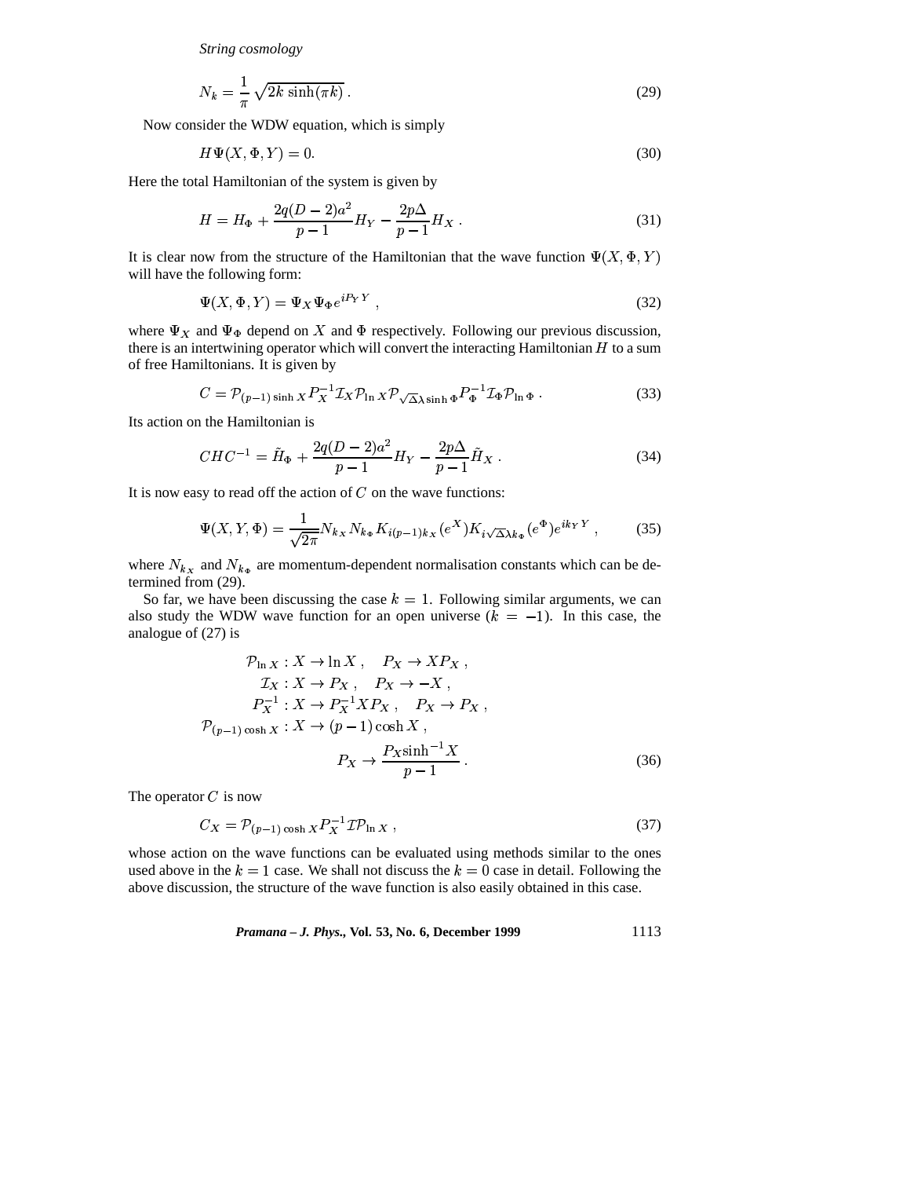$$N_k = \frac{1}{\pi}\sqrt{2k\,\sinh(\pi k)}\,. \tag{29}$$

Now consider the WDW equation, which is simply

$$H\Psi(X,\Phi,Y) = 0. \tag{30}$$

Here the total Hamiltonian of the system is given by

$$H = H_\Phi + \frac{2q(D-2)a^2}{p-1}H_Y - \frac{2p\Delta}{p-1}H_X\,. \tag{31}$$

It is clear now from the structure of the Hamiltonian that the wave function $\Psi(X,\Phi,Y)$ will have the following form:

$$\Psi(X,\Phi,Y) = \Psi_X\Psi_\Phi e^{iP_Y Y}\,, \tag{32}$$

where $\Psi_X$ and $\Psi_\Phi$ depend on $X$ and $\Phi$ respectively. Following our previous discussion, there is an intertwining operator which will convert the interacting Hamiltonian $H$ to a sum of free Hamiltonians. It is given by

$$C = \mathcal{P}_{(p-1)\sinh X}P_X^{-1}\mathcal{I}_X\mathcal{P}_{\ln X}\mathcal{P}_{\sqrt{\Delta}\lambda\sinh\Phi}P_\Phi^{-1}\mathcal{I}_\Phi\mathcal{P}_{\ln\Phi}\,. \tag{33}$$

Its action on the Hamiltonian is

$$CHC^{-1} = \tilde{H}_\Phi + \frac{2q(D-2)a^2}{p-1}H_Y - \frac{2p\Delta}{p-1}\tilde{H}_X\,. \tag{34}$$

It is now easy to read off the action of $C$ on the wave functions:

$$\Psi(X,Y,\Phi) = \frac{1}{\sqrt{2\pi}}N_{k_X}N_{k_\Phi}K_{i(p-1)k_X}(e^X)K_{i\sqrt{\Delta}\lambda k_\Phi}(e^\Phi)e^{ik_Y Y}\,, \tag{35}$$

where $N_{k_X}$ and $N_{k_\Phi}$ are momentum-dependent normalisation constants which can be determined from (29).

So far, we have been discussing the case $k=1$. Following similar arguments, we can also study the WDW wave function for an open universe ($k=-1$). In this case, the analogue of (27) is

$$\begin{aligned}
\mathcal{P}_{\ln X} &: X \to \ln X\,, \quad P_X \to XP_X\,,\\
\mathcal{I}_X &: X \to P_X\,, \quad P_X \to -X\,,\\
P_X^{-1} &: X \to P_X^{-1}XP_X\,, \quad P_X \to P_X\,,\\
\mathcal{P}_{(p-1)\cosh X} &: X \to (p-1)\cosh X\,,\\
&\qquad P_X \to \frac{P_X \sinh^{-1}X}{p-1}\,.
\end{aligned} \tag{36}$$

The operator $C$ is now

$$C_X = \mathcal{P}_{(p-1)\cosh X}P_X^{-1}\mathcal{I}\mathcal{P}_{\ln X}\,, \tag{37}$$

whose action on the wave functions can be evaluated using methods similar to the ones used above in the $k=1$ case. We shall not discuss the $k=0$ case in detail. Following the above discussion, the structure of the wave function is also easily obtained in this case.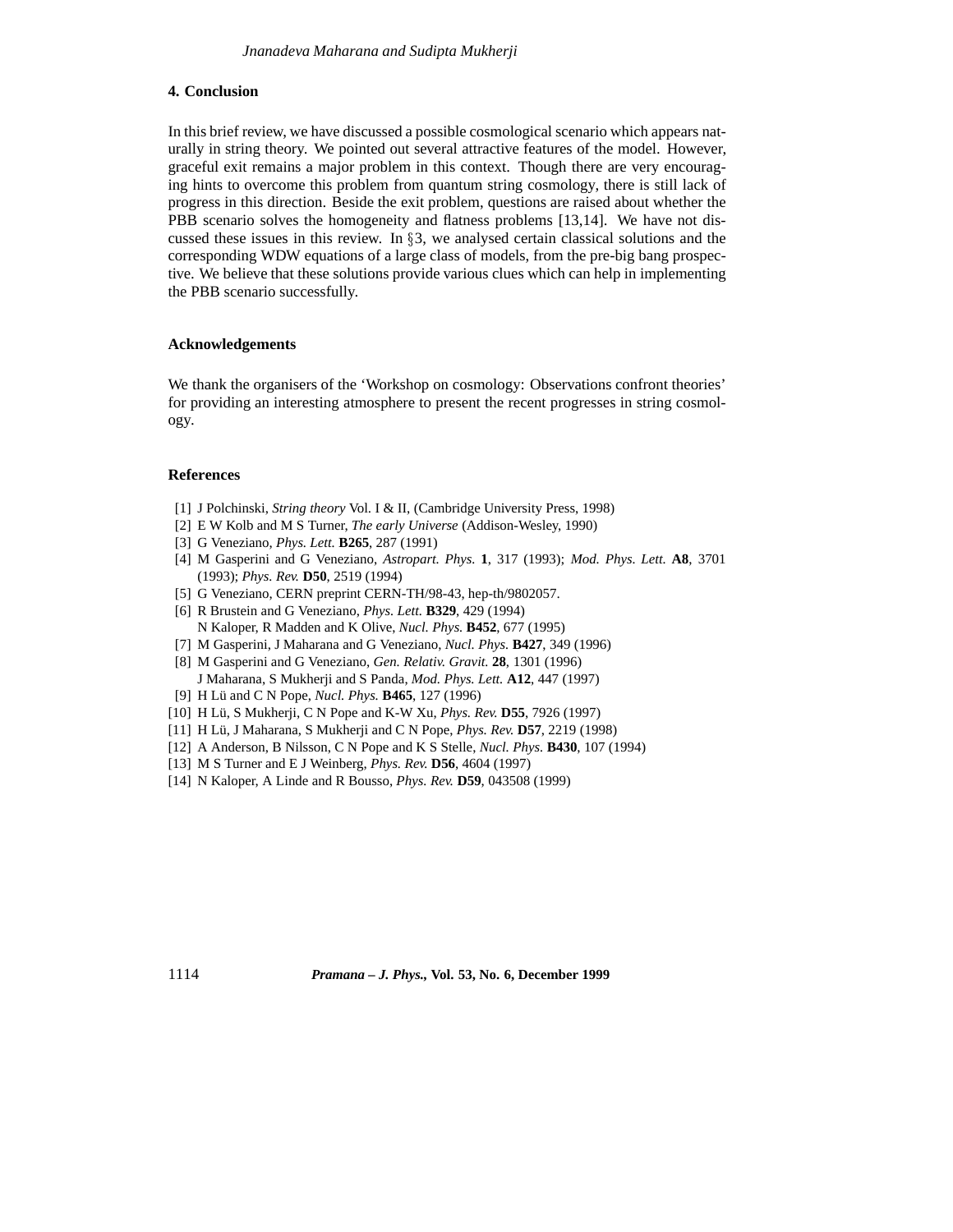## 4. Conclusion

In this brief review, we have discussed a possible cosmological scenario which appears naturally in string theory. We pointed out several attractive features of the model. However, graceful exit remains a major problem in this context. Though there are very encouraging hints to overcome this problem from quantum string cosmology, there is still lack of progress in this direction. Beside the exit problem, questions are raised about whether the PBB scenario solves the homogeneity and flatness problems [13,14]. We have not discussed these issues in this review. In §3, we analysed certain classical solutions and the corresponding WDW equations of a large class of models, from the pre-big bang prospective. We believe that these solutions provide various clues which can help in implementing the PBB scenario successfully.

## Acknowledgements

We thank the organisers of the 'Workshop on cosmology: Observations confront theories' for providing an interesting atmosphere to present the recent progresses in string cosmology.

## References

[1] J Polchinski, *String theory* Vol. I & II, (Cambridge University Press, 1998)

[2] E W Kolb and M S Turner, *The early Universe* (Addison-Wesley, 1990)

[3] G Veneziano, *Phys. Lett.* **B265**, 287 (1991)

[4] M Gasperini and G Veneziano, *Astropart. Phys.* **1**, 317 (1993); *Mod. Phys. Lett.* **A8**, 3701 (1993); *Phys. Rev.* **D50**, 2519 (1994)

[5] G Veneziano, CERN preprint CERN-TH/98-43, hep-th/9802057.

[6] R Brustein and G Veneziano, *Phys. Lett.* **B329**, 429 (1994)
N Kaloper, R Madden and K Olive, *Nucl. Phys.* **B452**, 677 (1995)

[7] M Gasperini, J Maharana and G Veneziano, *Nucl. Phys.* **B427**, 349 (1996)

[8] M Gasperini and G Veneziano, *Gen. Relativ. Gravit.* **28**, 1301 (1996)
J Maharana, S Mukherji and S Panda, *Mod. Phys. Lett.* **A12**, 447 (1997)

[9] H Lü and C N Pope, *Nucl. Phys.* **B465**, 127 (1996)

[10] H Lü, S Mukherji, C N Pope and K-W Xu, *Phys. Rev.* **D55**, 7926 (1997)

[11] H Lü, J Maharana, S Mukherji and C N Pope, *Phys. Rev.* **D57**, 2219 (1998)

[12] A Anderson, B Nilsson, C N Pope and K S Stelle, *Nucl. Phys.* **B430**, 107 (1994)

[13] M S Turner and E J Weinberg, *Phys. Rev.* **D56**, 4604 (1997)

[14] N Kaloper, A Linde and R Bousso, *Phys. Rev.* **D59**, 043508 (1999)